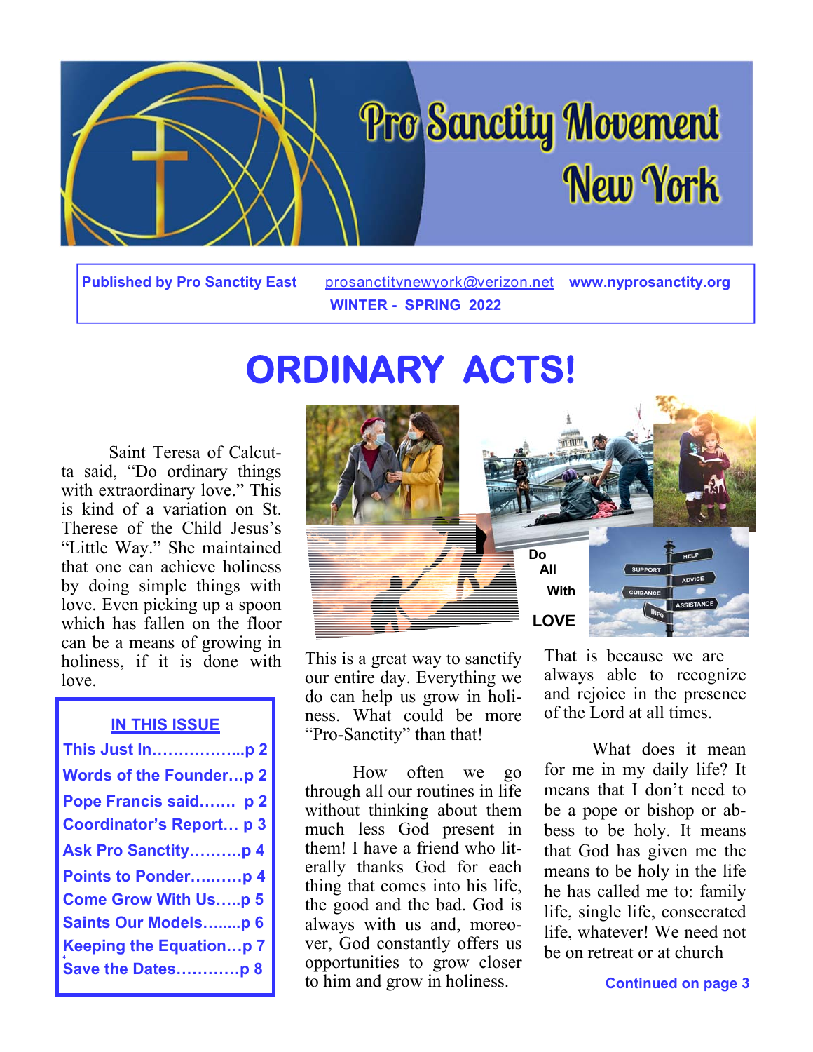# Pro Sanctity Movement New York

**Published by Pro Sanctity East** prosanctitynewyork@verizon.net **www.nyprosanctity.org**

**WINTER - SPRING 2022**

# ORDINARY ACTS!

Saint Teresa of Calcutta said, "Do ordinary things with extraordinary love." This is kind of a variation on St. Therese of the Child Jesus's "Little Way." She maintained that one can achieve holiness by doing simple things with love. Even picking up a spoon which has fallen on the floor can be a means of growing in holiness, if it is done with love.

**Do All With LOVE**

This is a great way to sanctify our entire day. Everything we do can help us grow in holiness. What could be more "Pro-Sanctity" than that!

How often we go through all our routines in life without thinking about them much less God present in them! I have a friend who literally thanks God for each thing that comes into his life, the good and the bad. God is always with us and, moreover, God constantly offers us opportunities to grow closer to him and grow in holiness.

That is because we are always able to recognize and rejoice in the presence of the Lord at all times.

What does it mean for me in my daily life? It means that I don't need to be a pope or bishop or abbess to be holy. It means that God has given me the means to be holy in the life he has called me to: family life, single life, consecrated life, whatever! We need not be on retreat or at church

**Continued on page 3**

## IN THIS ISSUE

- This Just In……………...p 2
- Words of the Founder…p 2
- Pope Francis said……. p 2
- Coordinator's Report… p 3
- Ask Pro Sanctity……….p 4
- Points to Ponder……….p 4
- Come Grow With Us…..p 5
- Saints Our Models……..p 6
- Keeping the Equation…p 7
- Save the Dates…………p 8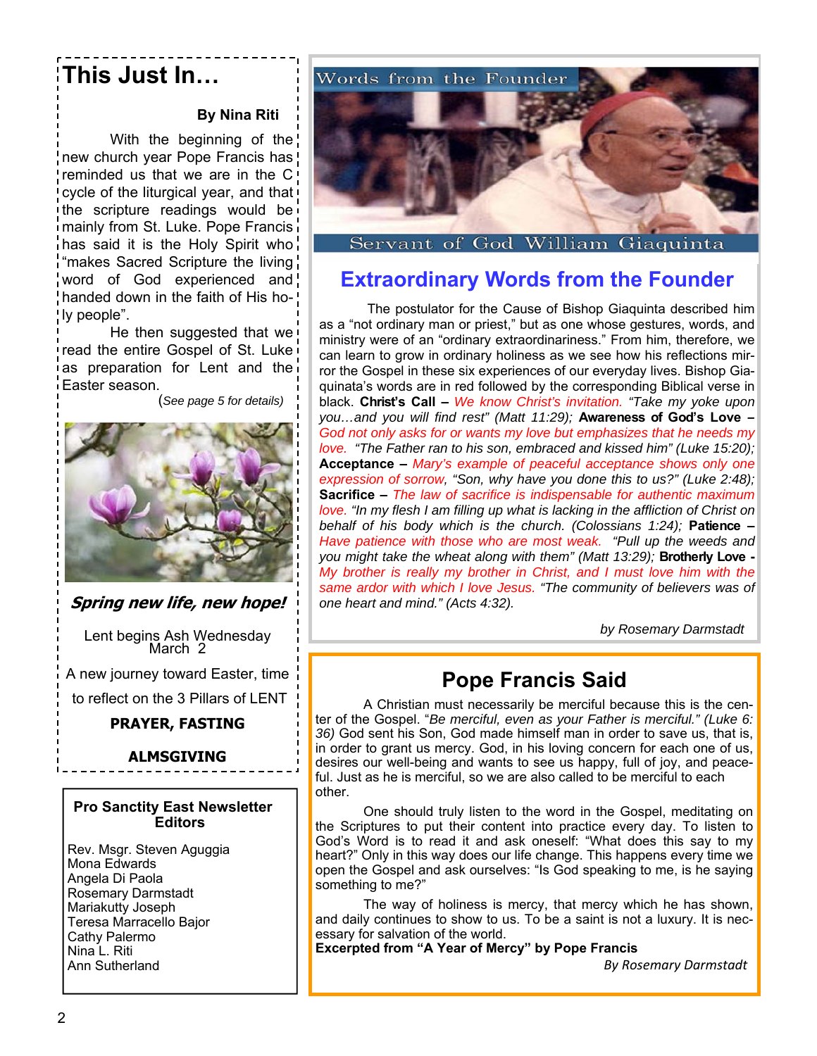# This Just In…

**By Nina Riti**

With the beginning of the new church year Pope Francis has reminded us that we are in the C cycle of the liturgical year, and that the scripture readings would be mainly from St. Luke. Pope Francis has said it is the Holy Spirit who "makes Sacred Scripture the living word of God experienced and handed down in the faith of His holy people".

He then suggested that we read the entire Gospel of St. Luke as preparation for Lent and the Easter season.

(*See page 5 for details*)

***Spring new life, new hope!***

Lent begins Ash Wednesday March 2

A new journey toward Easter, time to reflect on the 3 Pillars of LENT

**PRAYER, FASTING**

**ALMSGIVING**

**Pro Sanctity East Newsletter Editors**

Rev. Msgr. Steven Aguggia
Mona Edwards
Angela Di Paola
Rosemary Darmstadt
Mariakutty Joseph
Teresa Marracello Bajor
Cathy Palermo
Nina L. Riti
Ann Sutherland

Words from the Founder

Servant of God William Giaquinta

## Extraordinary Words from the Founder

The postulator for the Cause of Bishop Giaquinta described him as a "not ordinary man or priest," but as one whose gestures, words, and ministry were of an "ordinary extraordinariness." From him, therefore, we can learn to grow in ordinary holiness as we see how his reflections mirror the Gospel in these six experiences of our everyday lives. Bishop Giaquinata's words are in red followed by the corresponding Biblical verse in black. **Christ's Call –** *We know Christ's invitation. "Take my yoke upon you…and you will find rest" (Matt 11:29);* **Awareness of God's Love –** *God not only asks for or wants my love but emphasizes that he needs my love. "The Father ran to his son, embraced and kissed him" (Luke 15:20);* **Acceptance –** *Mary's example of peaceful acceptance shows only one expression of sorrow, "Son, why have you done this to us?" (Luke 2:48);* **Sacrifice –** *The law of sacrifice is indispensable for authentic maximum love. "In my flesh I am filling up what is lacking in the affliction of Christ on behalf of his body which is the church. (Colossians 1:24);* **Patience –** *Have patience with those who are most weak. "Pull up the weeds and you might take the wheat along with them" (Matt 13:29);* **Brotherly Love -** *My brother is really my brother in Christ, and I must love him with the same ardor with which I love Jesus. "The community of believers was of one heart and mind." (Acts 4:32).*

*by Rosemary Darmstadt*

## Pope Francis Said

A Christian must necessarily be merciful because this is the center of the Gospel. "*Be merciful, even as your Father is merciful." (Luke 6: 36)* God sent his Son, God made himself man in order to save us, that is, in order to grant us mercy. God, in his loving concern for each one of us, desires our well-being and wants to see us happy, full of joy, and peaceful. Just as he is merciful, so we are also called to be merciful to each other.

One should truly listen to the word in the Gospel, meditating on the Scriptures to put their content into practice every day. To listen to God's Word is to read it and ask oneself: "What does this say to my heart?" Only in this way does our life change. This happens every time we open the Gospel and ask ourselves: "Is God speaking to me, is he saying something to me?"

The way of holiness is mercy, that mercy which he has shown, and daily continues to show to us. To be a saint is not a luxury. It is necessary for salvation of the world.

**Excerpted from "A Year of Mercy" by Pope Francis**

*By Rosemary Darmstadt*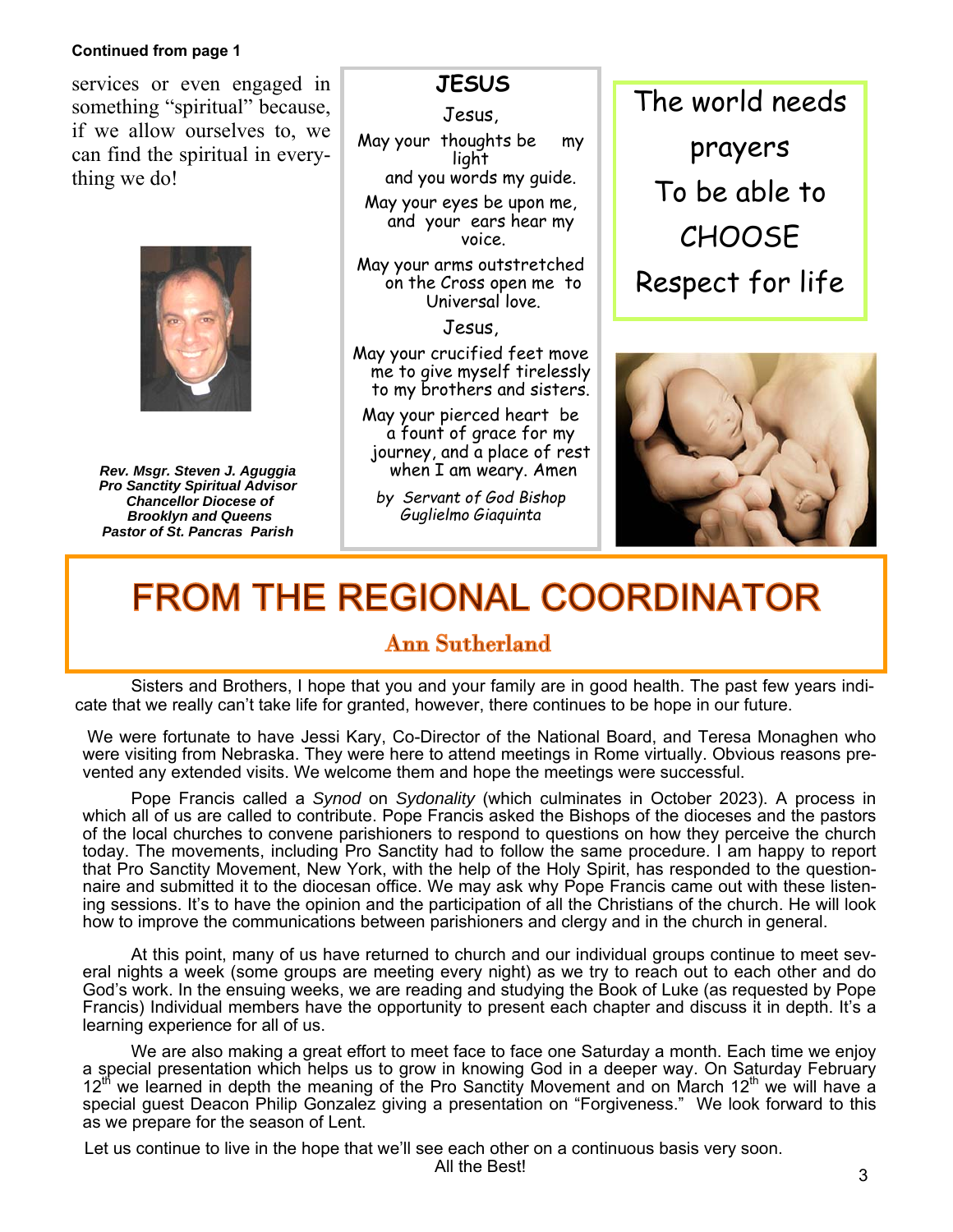**Continued from page 1**

services or even engaged in something "spiritual" because, if we allow ourselves to, we can find the spiritual in everything we do!

***Rev. Msgr. Steven J. Aguggia***
***Pro Sanctity Spiritual Advisor***
***Chancellor Diocese of Brooklyn and Queens***
***Pastor of St. Pancras Parish***

**JESUS**

Jesus,
May your thoughts be my light
and you words my guide.
May your eyes be upon me,
and your ears hear my voice.
May your arms outstretched on the Cross open me to Universal love.

Jesus,
May your crucified feet move me to give myself tirelessly to my brothers and sisters.
May your pierced heart be a fount of grace for my journey, and a place of rest when I am weary. Amen

*by Servant of God Bishop Guglielmo Giaquinta*

The world needs prayers
To be able to CHOOSE
Respect for life

# FROM THE REGIONAL COORDINATOR

## Ann Sutherland

Sisters and Brothers, I hope that you and your family are in good health. The past few years indicate that we really can't take life for granted, however, there continues to be hope in our future.

We were fortunate to have Jessi Kary, Co-Director of the National Board, and Teresa Monaghen who were visiting from Nebraska. They were here to attend meetings in Rome virtually. Obvious reasons prevented any extended visits. We welcome them and hope the meetings were successful.

Pope Francis called a *Synod* on *Sydonality* (which culminates in October 2023). A process in which all of us are called to contribute. Pope Francis asked the Bishops of the dioceses and the pastors of the local churches to convene parishioners to respond to questions on how they perceive the church today. The movements, including Pro Sanctity had to follow the same procedure. I am happy to report that Pro Sanctity Movement, New York, with the help of the Holy Spirit, has responded to the questionnaire and submitted it to the diocesan office. We may ask why Pope Francis came out with these listening sessions. It's to have the opinion and the participation of all the Christians of the church. He will look how to improve the communications between parishioners and clergy and in the church in general.

At this point, many of us have returned to church and our individual groups continue to meet several nights a week (some groups are meeting every night) as we try to reach out to each other and do God's work. In the ensuing weeks, we are reading and studying the Book of Luke (as requested by Pope Francis) Individual members have the opportunity to present each chapter and discuss it in depth. It's a learning experience for all of us.

We are also making a great effort to meet face to face one Saturday a month. Each time we enjoy a special presentation which helps us to grow in knowing God in a deeper way. On Saturday February 12th we learned in depth the meaning of the Pro Sanctity Movement and on March 12th we will have a special guest Deacon Philip Gonzalez giving a presentation on "Forgiveness." We look forward to this as we prepare for the season of Lent.

Let us continue to live in the hope that we'll see each other on a continuous basis very soon.

All the Best!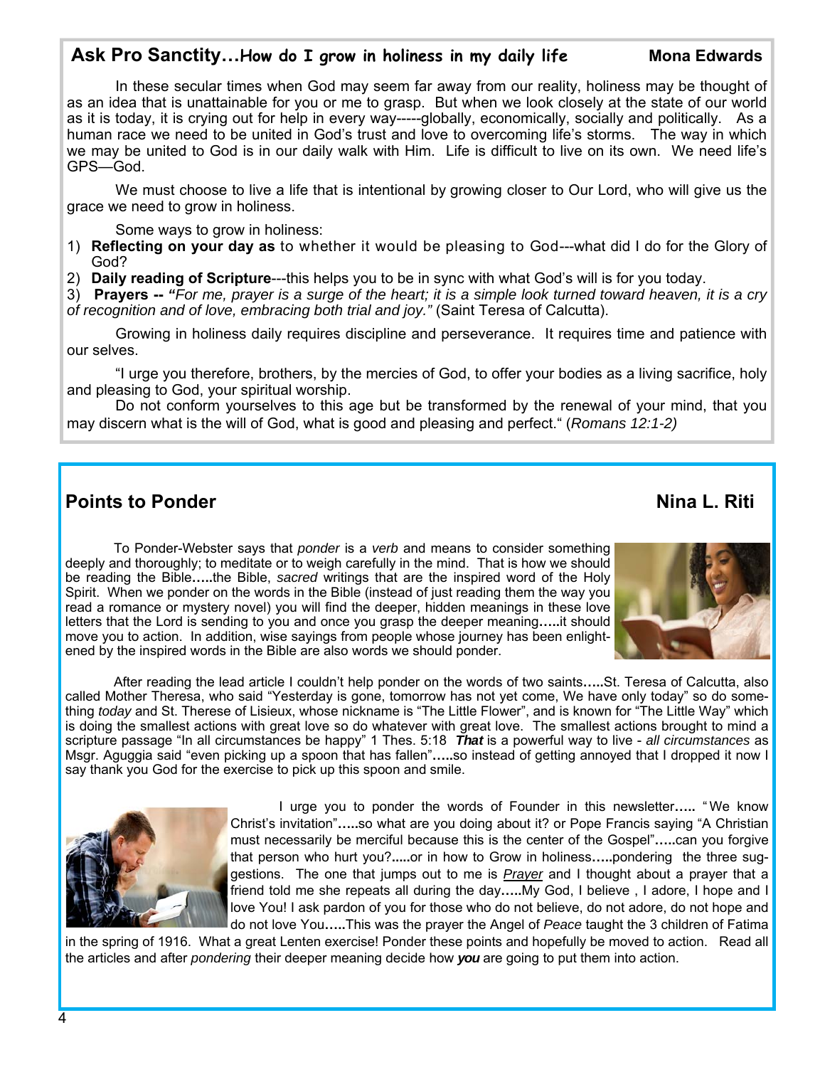## Ask Pro Sanctity…How do I grow in holiness in my daily life — Mona Edwards

In these secular times when God may seem far away from our reality, holiness may be thought of as an idea that is unattainable for you or me to grasp. But when we look closely at the state of our world as it is today, it is crying out for help in every way-----globally, economically, socially and politically. As a human race we need to be united in God's trust and love to overcoming life's storms. The way in which we may be united to God is in our daily walk with Him. Life is difficult to live on its own. We need life's GPS—God.

We must choose to live a life that is intentional by growing closer to Our Lord, who will give us the grace we need to grow in holiness.

Some ways to grow in holiness:

1) **Reflecting on your day as** to whether it would be pleasing to God---what did I do for the Glory of God?
2) **Daily reading of Scripture**---this helps you to be in sync with what God's will is for you today.
3) **Prayers -- "***For me, prayer is a surge of the heart; it is a simple look turned toward heaven, it is a cry of recognition and of love, embracing both trial and joy."* (Saint Teresa of Calcutta).

Growing in holiness daily requires discipline and perseverance. It requires time and patience with our selves.

"I urge you therefore, brothers, by the mercies of God, to offer your bodies as a living sacrifice, holy and pleasing to God, your spiritual worship.

Do not conform yourselves to this age but be transformed by the renewal of your mind, that you may discern what is the will of God, what is good and pleasing and perfect." (*Romans 12:1-2)*

## Points to Ponder — Nina L. Riti

To Ponder-Webster says that *ponder* is a *verb* and means to consider something deeply and thoroughly; to meditate or to weigh carefully in the mind. That is how we should be reading the Bible**…..**the Bible, *sacred* writings that are the inspired word of the Holy Spirit. When we ponder on the words in the Bible (instead of just reading them the way you read a romance or mystery novel) you will find the deeper, hidden meanings in these love letters that the Lord is sending to you and once you grasp the deeper meaning**…..**it should move you to action. In addition, wise sayings from people whose journey has been enlightened by the inspired words in the Bible are also words we should ponder.

After reading the lead article I couldn't help ponder on the words of two saints**…..**St. Teresa of Calcutta, also called Mother Theresa, who said "Yesterday is gone, tomorrow has not yet come, We have only today" so do something *today* and St. Therese of Lisieux, whose nickname is "The Little Flower", and is known for "The Little Way" which is doing the smallest actions with great love so do whatever with great love. The smallest actions brought to mind a scripture passage "In all circumstances be happy" 1 Thes. 5:18 ***That*** is a powerful way to live - *all circumstances* as Msgr. Aguggia said "even picking up a spoon that has fallen"**…..**so instead of getting annoyed that I dropped it now I say thank you God for the exercise to pick up this spoon and smile.

I urge you to ponder the words of Founder in this newsletter**…..** "We know Christ's invitation"**…..**so what are you doing about it? or Pope Francis saying "A Christian must necessarily be merciful because this is the center of the Gospel"**…..**can you forgive that person who hurt you?**.....**or in how to Grow in holiness**…..**pondering the three suggestions. The one that jumps out to me is *Prayer* and I thought about a prayer that a friend told me she repeats all during the day**…..**My God, I believe , I adore, I hope and I love You! I ask pardon of you for those who do not believe, do not adore, do not hope and do not love You**…..**This was the prayer the Angel of *Peace* taught the 3 children of Fatima in the spring of 1916. What a great Lenten exercise! Ponder these points and hopefully be moved to action. Read all the articles and after *pondering* their deeper meaning decide how ***you*** are going to put them into action.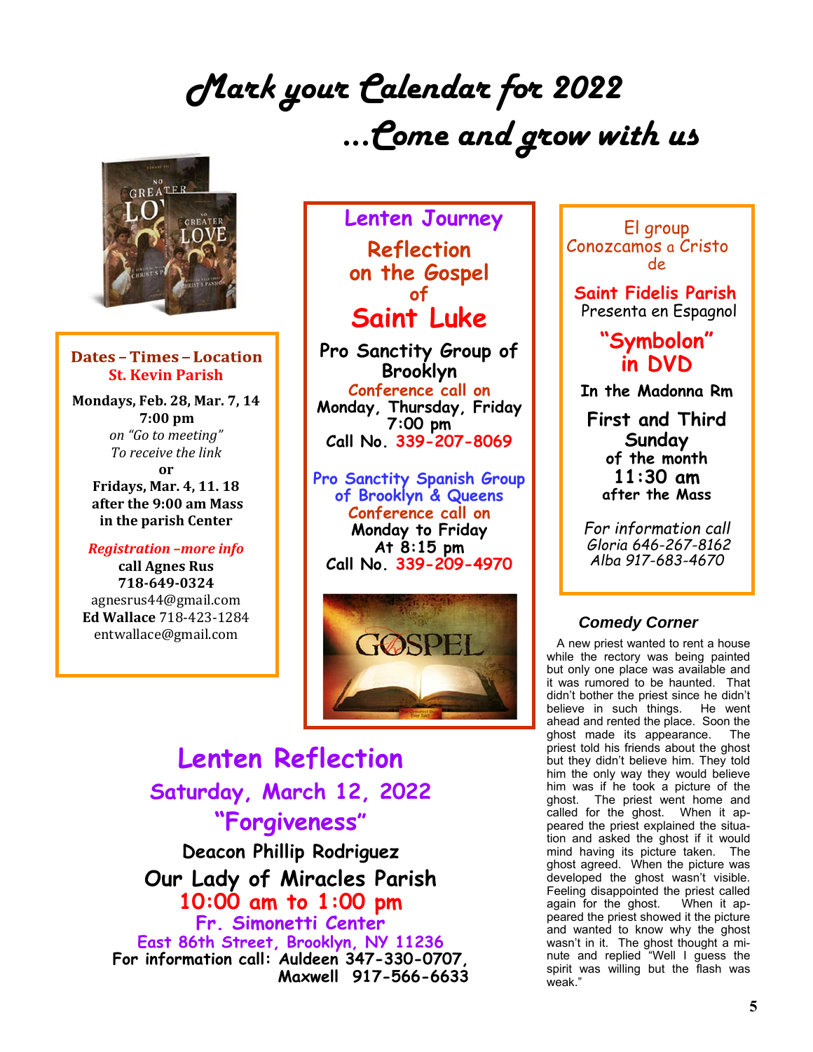# Mark your Calendar for 2022

## ...Come and grow with us

**Dates – Times – Location**
**St. Kevin Parish**

**Mondays, Feb. 28, Mar. 7, 14**
**7:00 pm**
*on "Go to meeting"*
*To receive the link*
**or**
**Fridays, Mar. 4, 11. 18**
**after the 9:00 am Mass**
**in the parish Center**

***Registration –more info***
**call Agnes Rus**
**718-649-0324**
agnesrus44@gmail.com
**Ed Wallace** 718-423-1284
entwallace@gmail.com

## Lenten Journey

### Reflection on the Gospel of Saint Luke

**Pro Sanctity Group of Brooklyn**
Conference call on
**Monday, Thursday, Friday**
**7:00 pm**
**Call No. 339-207-8069**

**Pro Sanctity Spanish Group of Brooklyn & Queens**
Conference call on
**Monday to Friday**
**At 8:15 pm**
**Call No. 339-209-4970**

El group Conozcamos a Cristo de

**Saint Fidelis Parish**
Presenta en Espagnol

**"Symbolon" in DVD**

**In the Madonna Rm**

**First and Third Sunday of the month**
**11:30 am**
**after the Mass**

*For information call*
*Gloria 646-267-8162*
*Alba 917-683-4670*

## Lenten Reflection

### Saturday, March 12, 2022

### "Forgiveness"

**Deacon Phillip Rodriguez**
**Our Lady of Miracles Parish**
**10:00 am to 1:00 pm**
**Fr. Simonetti Center**
**East 86th Street, Brooklyn, NY 11236**
**For information call: Auldeen 347-330-0707, Maxwell 917-566-6633**

### *Comedy Corner*

A new priest wanted to rent a house while the rectory was being painted but only one place was available and it was rumored to be haunted. That didn't bother the priest since he didn't believe in such things. He went ahead and rented the place. Soon the ghost made its appearance. The priest told his friends about the ghost but they didn't believe him. They told him the only way they would believe him was if he took a picture of the ghost. The priest went home and called for the ghost. When it appeared the priest explained the situation and asked the ghost if it would mind having its picture taken. The ghost agreed. When the picture was developed the ghost wasn't visible. Feeling disappointed the priest called again for the ghost. When it appeared the priest showed it the picture and wanted to know why the ghost wasn't in it. The ghost thought a minute and replied "Well I guess the spirit was willing but the flash was weak."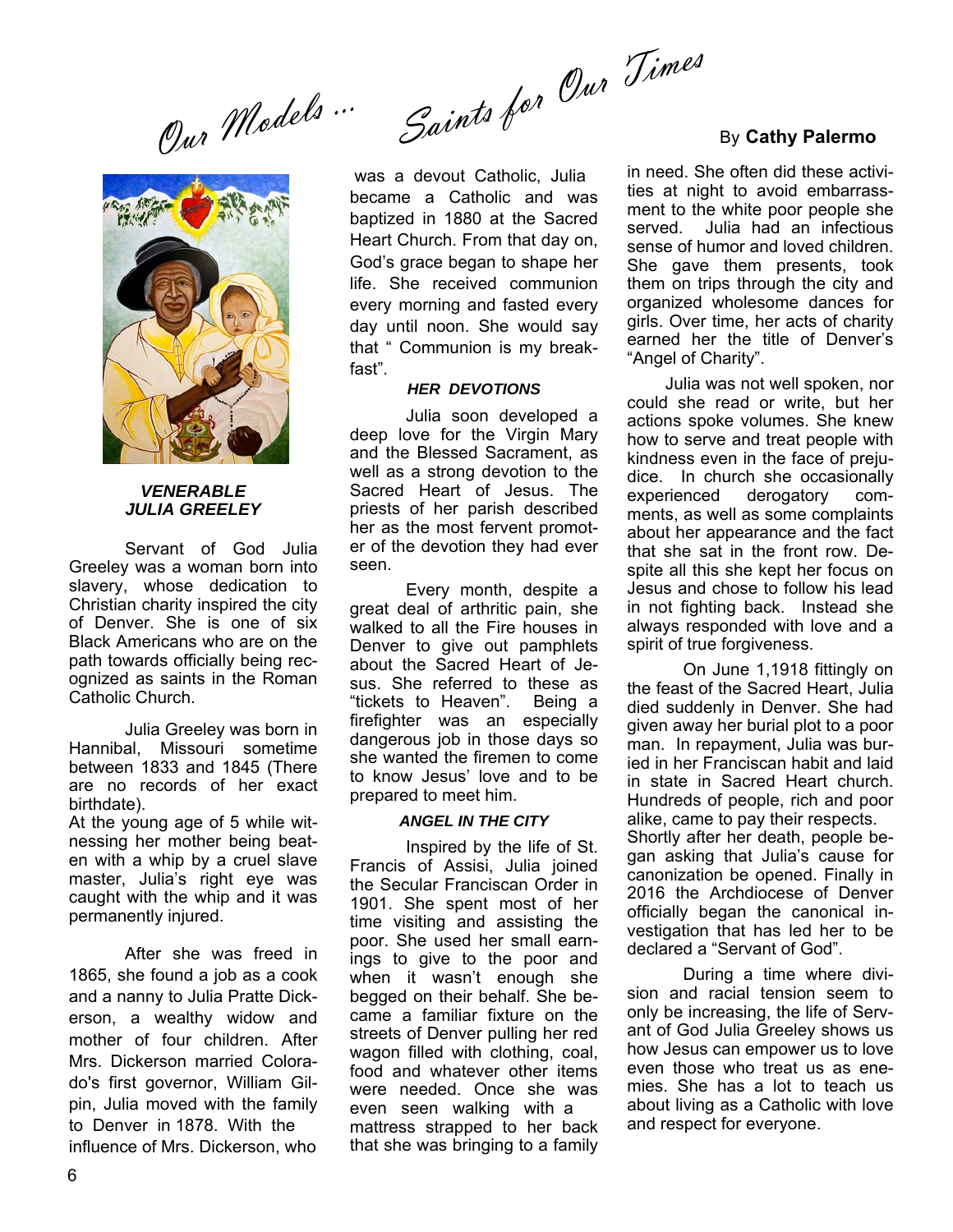# Our Models ... Saints for Our Times

By **Cathy Palermo**

***VENERABLE JULIA GREELEY***

Servant of God Julia Greeley was a woman born into slavery, whose dedication to Christian charity inspired the city of Denver. She is one of six Black Americans who are on the path towards officially being recognized as saints in the Roman Catholic Church.

Julia Greeley was born in Hannibal, Missouri sometime between 1833 and 1845 (There are no records of her exact birthdate).
At the young age of 5 while witnessing her mother being beaten with a whip by a cruel slave master, Julia's right eye was caught with the whip and it was permanently injured.

After she was freed in 1865, she found a job as a cook and a nanny to Julia Pratte Dickerson, a wealthy widow and mother of four children. After Mrs. Dickerson married Colorado's first governor, William Gilpin, Julia moved with the family to Denver in 1878. With the influence of Mrs. Dickerson, who was a devout Catholic, Julia became a Catholic and was baptized in 1880 at the Sacred Heart Church. From that day on, God's grace began to shape her life. She received communion every morning and fasted every day until noon. She would say that " Communion is my breakfast".

***HER DEVOTIONS***

Julia soon developed a deep love for the Virgin Mary and the Blessed Sacrament, as well as a strong devotion to the Sacred Heart of Jesus. The priests of her parish described her as the most fervent promoter of the devotion they had ever seen.

Every month, despite a great deal of arthritic pain, she walked to all the Fire houses in Denver to give out pamphlets about the Sacred Heart of Jesus. She referred to these as "tickets to Heaven". Being a firefighter was an especially dangerous job in those days so she wanted the firemen to come to know Jesus' love and to be prepared to meet him.

***ANGEL IN THE CITY***

Inspired by the life of St. Francis of Assisi, Julia joined the Secular Franciscan Order in 1901. She spent most of her time visiting and assisting the poor. She used her small earnings to give to the poor and when it wasn't enough she begged on their behalf. She became a familiar fixture on the streets of Denver pulling her red wagon filled with clothing, coal, food and whatever other items were needed. Once she was even seen walking with a mattress strapped to her back that she was bringing to a family in need. She often did these activities at night to avoid embarrassment to the white poor people she served. Julia had an infectious sense of humor and loved children. She gave them presents, took them on trips through the city and organized wholesome dances for girls. Over time, her acts of charity earned her the title of Denver's "Angel of Charity".

Julia was not well spoken, nor could she read or write, but her actions spoke volumes. She knew how to serve and treat people with kindness even in the face of prejudice. In church she occasionally experienced derogatory comments, as well as some complaints about her appearance and the fact that she sat in the front row. Despite all this she kept her focus on Jesus and chose to follow his lead in not fighting back. Instead she always responded with love and a spirit of true forgiveness.

On June 1,1918 fittingly on the feast of the Sacred Heart, Julia died suddenly in Denver. She had given away her burial plot to a poor man. In repayment, Julia was buried in her Franciscan habit and laid in state in Sacred Heart church. Hundreds of people, rich and poor alike, came to pay their respects.
Shortly after her death, people began asking that Julia's cause for canonization be opened. Finally in 2016 the Archdiocese of Denver officially began the canonical investigation that has led her to be declared a "Servant of God".

During a time where division and racial tension seem to only be increasing, the life of Servant of God Julia Greeley shows us how Jesus can empower us to love even those who treat us as enemies. She has a lot to teach us about living as a Catholic with love and respect for everyone.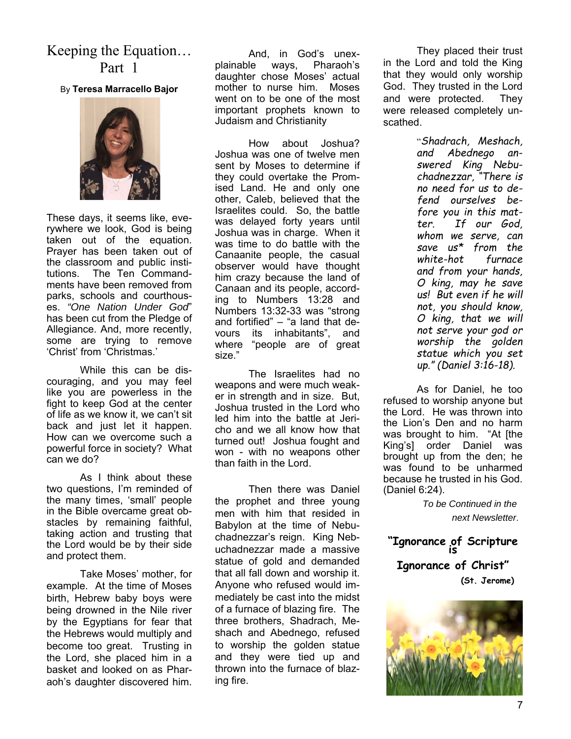# Keeping the Equation… Part 1

By **Teresa Marracello Bajor**

These days, it seems like, everywhere we look, God is being taken out of the equation. Prayer has been taken out of the classroom and public institutions. The Ten Commandments have been removed from parks, schools and courthouses. *"One Nation Under God"* has been cut from the Pledge of Allegiance. And, more recently, some are trying to remove 'Christ' from 'Christmas.'

While this can be discouraging, and you may feel like you are powerless in the fight to keep God at the center of life as we know it, we can't sit back and just let it happen. How can we overcome such a powerful force in society? What can we do?

As I think about these two questions, I'm reminded of the many times, 'small' people in the Bible overcame great obstacles by remaining faithful, taking action and trusting that the Lord would be by their side and protect them.

Take Moses' mother, for example. At the time of Moses birth, Hebrew baby boys were being drowned in the Nile river by the Egyptians for fear that the Hebrews would multiply and become too great. Trusting in the Lord, she placed him in a basket and looked on as Pharaoh's daughter discovered him.

And, in God's unexplainable ways, Pharaoh's daughter chose Moses' actual mother to nurse him. Moses went on to be one of the most important prophets known to Judaism and Christianity

How about Joshua? Joshua was one of twelve men sent by Moses to determine if they could overtake the Promised Land. He and only one other, Caleb, believed that the Israelites could. So, the battle was delayed forty years until Joshua was in charge. When it was time to do battle with the Canaanite people, the casual observer would have thought him crazy because the land of Canaan and its people, according to Numbers 13:28 and Numbers 13:32-33 was "strong and fortified" – "a land that devours its inhabitants", and where "people are of great size."

The Israelites had no weapons and were much weaker in strength and in size. But, Joshua trusted in the Lord who led him into the battle at Jericho and we all know how that turned out! Joshua fought and won - with no weapons other than faith in the Lord.

Then there was Daniel the prophet and three young men with him that resided in Babylon at the time of Nebuchadnezzar's reign. King Nebuchadnezzar made a massive statue of gold and demanded that all fall down and worship it. Anyone who refused would immediately be cast into the midst of a furnace of blazing fire. The three brothers, Shadrach, Meshach and Abednego, refused to worship the golden statue and they were tied up and thrown into the furnace of blazing fire.

They placed their trust in the Lord and told the King that they would only worship God. They trusted in the Lord and were protected. They were released completely unscathed.

> "*Shadrach, Meshach, and Abednego answered King Nebuchadnezzar, "There is no need for us to defend ourselves before you in this matter. If our God, whom we serve, can save us* from the white-hot furnace and from your hands, O king, may he save us! But even if he will not, you should know, O king, that we will not serve your god or worship the golden statue which you set up." (Daniel 3:16-18).*

As for Daniel, he too refused to worship anyone but the Lord. He was thrown into the Lion's Den and no harm was brought to him. "At [the King's] order Daniel was brought up from the den; he was found to be unharmed because he trusted in his God. (Daniel 6:24).

*To be Continued in the next Newsletter*.

**"Ignorance of Scripture is Ignorance of Christ"**

**(St. Jerome)**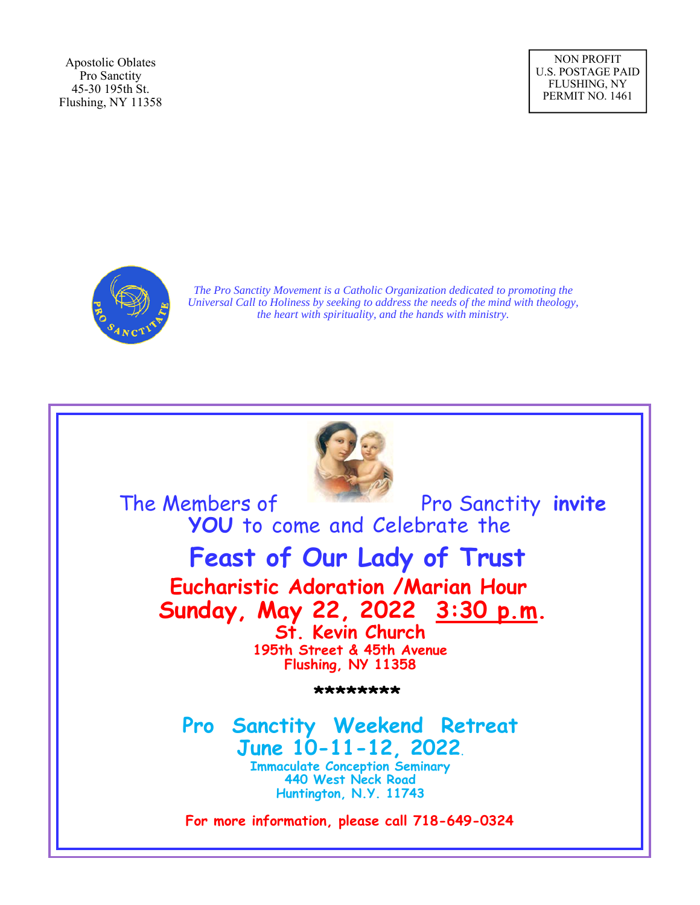Apostolic Oblates
Pro Sanctity
45-30 195th St.
Flushing, NY 11358

NON PROFIT
U.S. POSTAGE PAID
FLUSHING, NY
PERMIT NO. 1461

*The Pro Sanctity Movement is a Catholic Organization dedicated to promoting the Universal Call to Holiness by seeking to address the needs of the mind with theology, the heart with spirituality, and the hands with ministry.*

The Members of Pro Sanctity **invite** **YOU** to come and Celebrate the

# Feast of Our Lady of Trust

## Eucharistic Adoration /Marian Hour

## Sunday, May 22, 2022 3:30 p.m.

**St. Kevin Church**
**195th Street & 45th Avenue**
**Flushing, NY 11358**

********

## Pro Sanctity Weekend Retreat

## June 10-11-12, 2022.

**Immaculate Conception Seminary**
**440 West Neck Road**
**Huntington, N.Y. 11743**

**For more information, please call 718-649-0324**